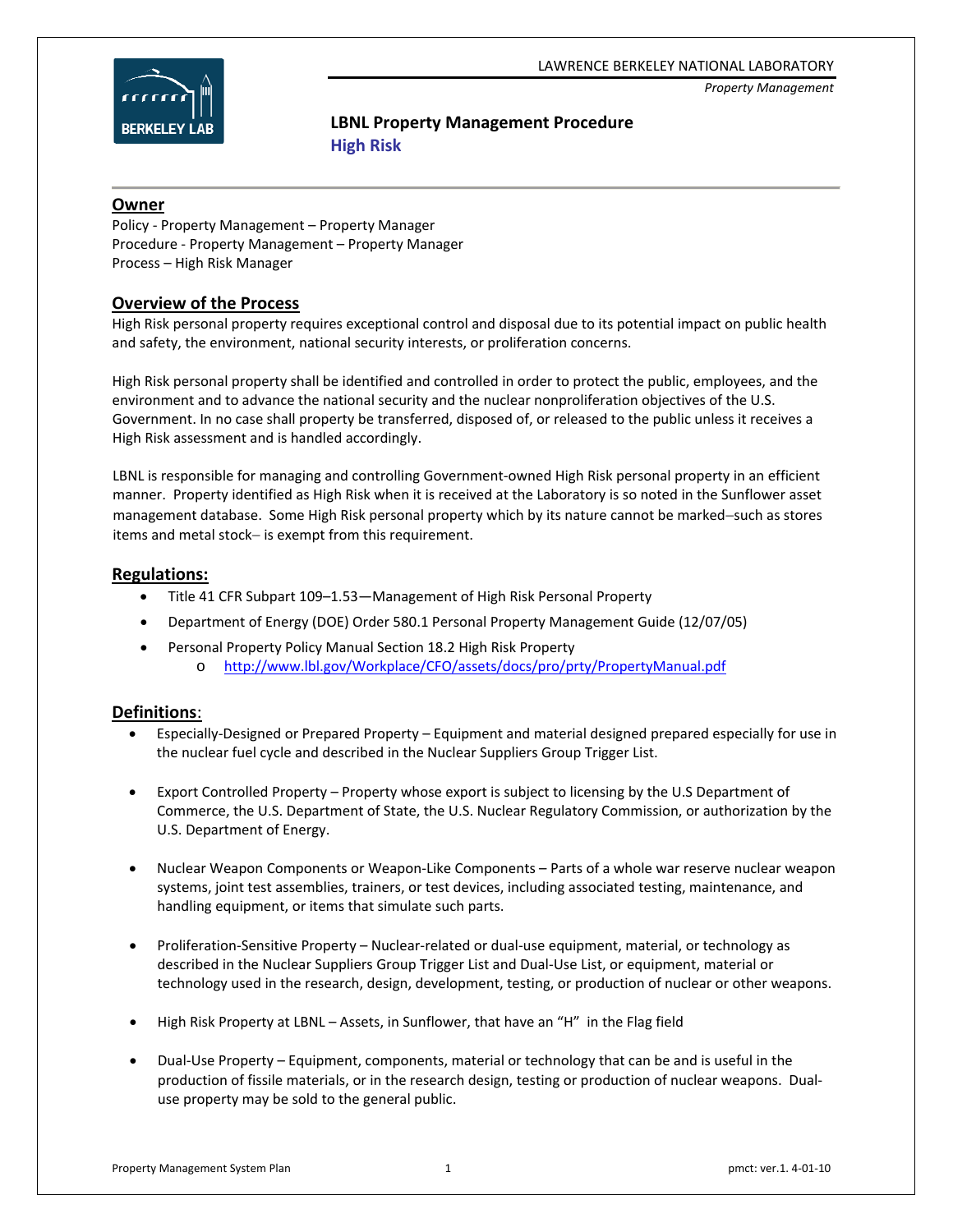LAWRENCE BERKELEY NATIONAL LABORATORY

*Property Management*

# LBNL Property Management Procedure
## High Risk

## Owner

Policy - Property Management – Property Manager
Procedure - Property Management – Property Manager
Process – High Risk Manager

## Overview of the Process

High Risk personal property requires exceptional control and disposal due to its potential impact on public health and safety, the environment, national security interests, or proliferation concerns.

High Risk personal property shall be identified and controlled in order to protect the public, employees, and the environment and to advance the national security and the nuclear nonproliferation objectives of the U.S. Government. In no case shall property be transferred, disposed of, or released to the public unless it receives a High Risk assessment and is handled accordingly.

LBNL is responsible for managing and controlling Government-owned High Risk personal property in an efficient manner. Property identified as High Risk when it is received at the Laboratory is so noted in the Sunflower asset management database. Some High Risk personal property which by its nature cannot be marked–such as stores items and metal stock– is exempt from this requirement.

## Regulations:

- Title 41 CFR Subpart 109–1.53—Management of High Risk Personal Property
- Department of Energy (DOE) Order 580.1 Personal Property Management Guide (12/07/05)
- Personal Property Policy Manual Section 18.2 High Risk Property
  - http://www.lbl.gov/Workplace/CFO/assets/docs/pro/prty/PropertyManual.pdf

## Definitions:

- Especially-Designed or Prepared Property – Equipment and material designed prepared especially for use in the nuclear fuel cycle and described in the Nuclear Suppliers Group Trigger List.

- Export Controlled Property – Property whose export is subject to licensing by the U.S Department of Commerce, the U.S. Department of State, the U.S. Nuclear Regulatory Commission, or authorization by the U.S. Department of Energy.

- Nuclear Weapon Components or Weapon-Like Components – Parts of a whole war reserve nuclear weapon systems, joint test assemblies, trainers, or test devices, including associated testing, maintenance, and handling equipment, or items that simulate such parts.

- Proliferation-Sensitive Property – Nuclear-related or dual-use equipment, material, or technology as described in the Nuclear Suppliers Group Trigger List and Dual-Use List, or equipment, material or technology used in the research, design, development, testing, or production of nuclear or other weapons.

- High Risk Property at LBNL – Assets, in Sunflower, that have an "H" in the Flag field

- Dual-Use Property – Equipment, components, material or technology that can be and is useful in the production of fissile materials, or in the research design, testing or production of nuclear weapons. Dual-use property may be sold to the general public.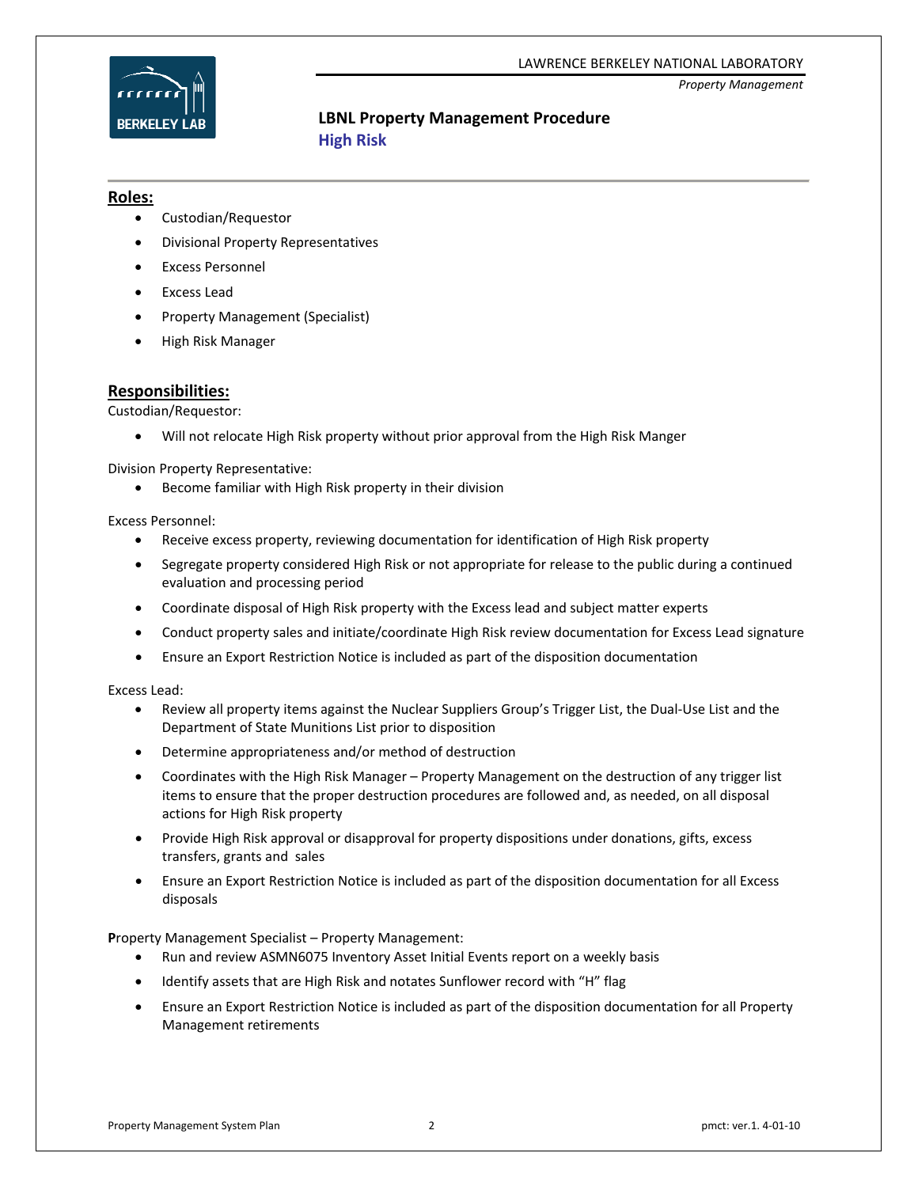# LBNL Property Management Procedure
## High Risk

**Roles:**

- Custodian/Requestor
- Divisional Property Representatives
- Excess Personnel
- Excess Lead
- Property Management (Specialist)
- High Risk Manager

**Responsibilities:**

Custodian/Requestor:

- Will not relocate High Risk property without prior approval from the High Risk Manger

Division Property Representative:

- Become familiar with High Risk property in their division

Excess Personnel:

- Receive excess property, reviewing documentation for identification of High Risk property
- Segregate property considered High Risk or not appropriate for release to the public during a continued evaluation and processing period
- Coordinate disposal of High Risk property with the Excess lead and subject matter experts
- Conduct property sales and initiate/coordinate High Risk review documentation for Excess Lead signature
- Ensure an Export Restriction Notice is included as part of the disposition documentation

Excess Lead:

- Review all property items against the Nuclear Suppliers Group's Trigger List, the Dual-Use List and the Department of State Munitions List prior to disposition
- Determine appropriateness and/or method of destruction
- Coordinates with the High Risk Manager – Property Management on the destruction of any trigger list items to ensure that the proper destruction procedures are followed and, as needed, on all disposal actions for High Risk property
- Provide High Risk approval or disapproval for property dispositions under donations, gifts, excess transfers, grants and sales
- Ensure an Export Restriction Notice is included as part of the disposition documentation for all Excess disposals

**P**roperty Management Specialist – Property Management:

- Run and review ASMN6075 Inventory Asset Initial Events report on a weekly basis
- Identify assets that are High Risk and notates Sunflower record with "H" flag
- Ensure an Export Restriction Notice is included as part of the disposition documentation for all Property Management retirements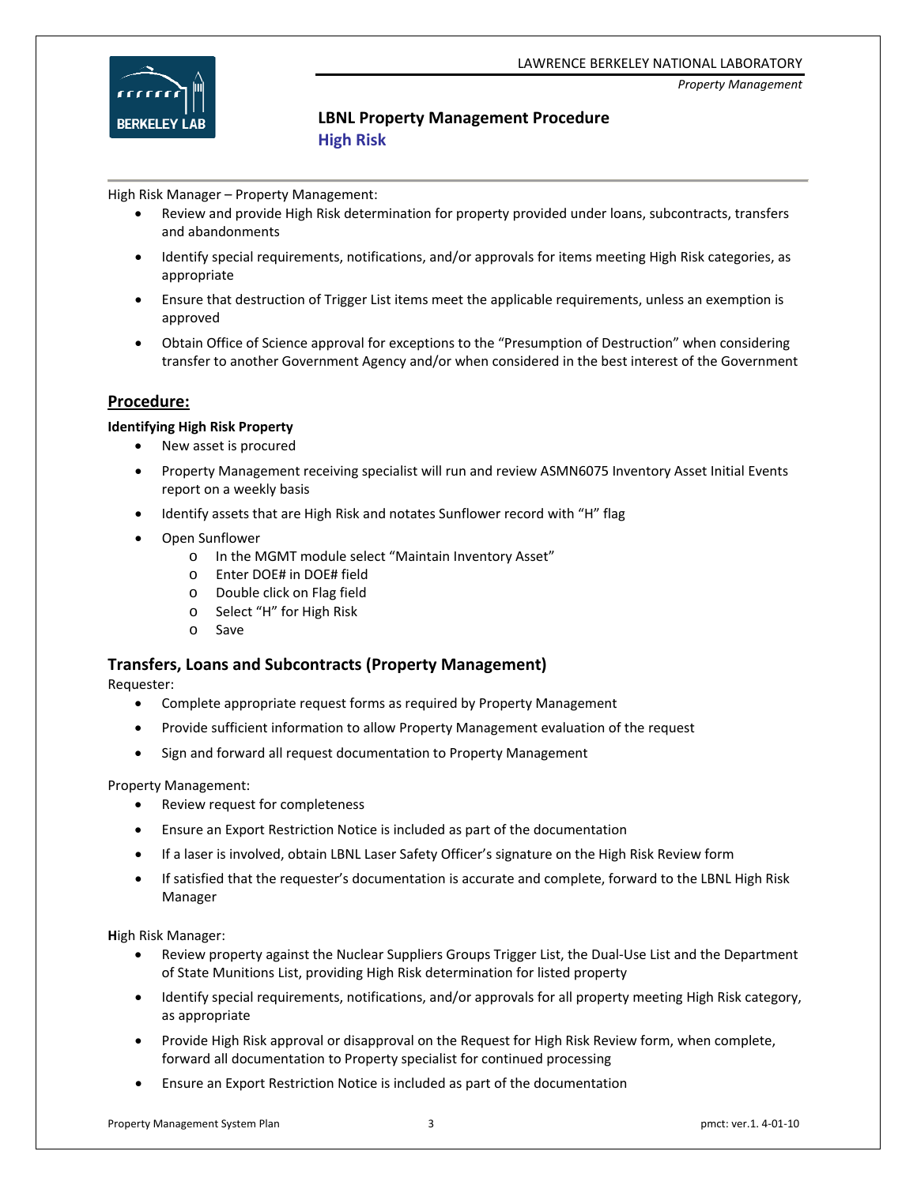High Risk Manager – Property Management:

- Review and provide High Risk determination for property provided under loans, subcontracts, transfers and abandonments
- Identify special requirements, notifications, and/or approvals for items meeting High Risk categories, as appropriate
- Ensure that destruction of Trigger List items meet the applicable requirements, unless an exemption is approved
- Obtain Office of Science approval for exceptions to the "Presumption of Destruction" when considering transfer to another Government Agency and/or when considered in the best interest of the Government

## Procedure:

**Identifying High Risk Property**

- New asset is procured
- Property Management receiving specialist will run and review ASMN6075 Inventory Asset Initial Events report on a weekly basis
- Identify assets that are High Risk and notates Sunflower record with "H" flag
- Open Sunflower
    - In the MGMT module select "Maintain Inventory Asset"
    - Enter DOE# in DOE# field
    - Double click on Flag field
    - Select "H" for High Risk
    - Save

## Transfers, Loans and Subcontracts (Property Management)

Requester:

- Complete appropriate request forms as required by Property Management
- Provide sufficient information to allow Property Management evaluation of the request
- Sign and forward all request documentation to Property Management

Property Management:

- Review request for completeness
- Ensure an Export Restriction Notice is included as part of the documentation
- If a laser is involved, obtain LBNL Laser Safety Officer's signature on the High Risk Review form
- If satisfied that the requester's documentation is accurate and complete, forward to the LBNL High Risk Manager

**H**igh Risk Manager:

- Review property against the Nuclear Suppliers Groups Trigger List, the Dual-Use List and the Department of State Munitions List, providing High Risk determination for listed property
- Identify special requirements, notifications, and/or approvals for all property meeting High Risk category, as appropriate
- Provide High Risk approval or disapproval on the Request for High Risk Review form, when complete, forward all documentation to Property specialist for continued processing
- Ensure an Export Restriction Notice is included as part of the documentation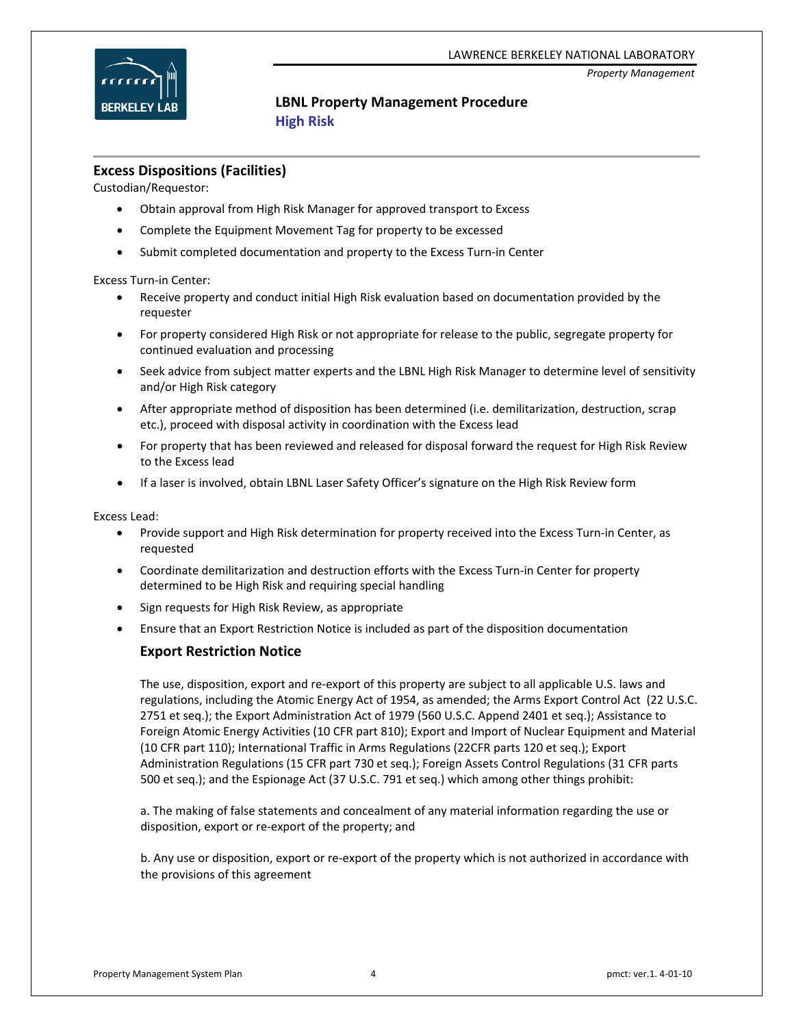## Excess Dispositions (Facilities)

Custodian/Requestor:

- Obtain approval from High Risk Manager for approved transport to Excess
- Complete the Equipment Movement Tag for property to be excessed
- Submit completed documentation and property to the Excess Turn-in Center

Excess Turn-in Center:

- Receive property and conduct initial High Risk evaluation based on documentation provided by the requester
- For property considered High Risk or not appropriate for release to the public, segregate property for continued evaluation and processing
- Seek advice from subject matter experts and the LBNL High Risk Manager to determine level of sensitivity and/or High Risk category
- After appropriate method of disposition has been determined (i.e. demilitarization, destruction, scrap etc.), proceed with disposal activity in coordination with the Excess lead
- For property that has been reviewed and released for disposal forward the request for High Risk Review to the Excess lead
- If a laser is involved, obtain LBNL Laser Safety Officer's signature on the High Risk Review form

Excess Lead:

- Provide support and High Risk determination for property received into the Excess Turn-in Center, as requested
- Coordinate demilitarization and destruction efforts with the Excess Turn-in Center for property determined to be High Risk and requiring special handling
- Sign requests for High Risk Review, as appropriate
- Ensure that an Export Restriction Notice is included as part of the disposition documentation

### Export Restriction Notice

The use, disposition, export and re-export of this property are subject to all applicable U.S. laws and regulations, including the Atomic Energy Act of 1954, as amended; the Arms Export Control Act (22 U.S.C. 2751 et seq.); the Export Administration Act of 1979 (560 U.S.C. Append 2401 et seq.); Assistance to Foreign Atomic Energy Activities (10 CFR part 810); Export and Import of Nuclear Equipment and Material (10 CFR part 110); International Traffic in Arms Regulations (22CFR parts 120 et seq.); Export Administration Regulations (15 CFR part 730 et seq.); Foreign Assets Control Regulations (31 CFR parts 500 et seq.); and the Espionage Act (37 U.S.C. 791 et seq.) which among other things prohibit:

a. The making of false statements and concealment of any material information regarding the use or disposition, export or re-export of the property; and

b. Any use or disposition, export or re-export of the property which is not authorized in accordance with the provisions of this agreement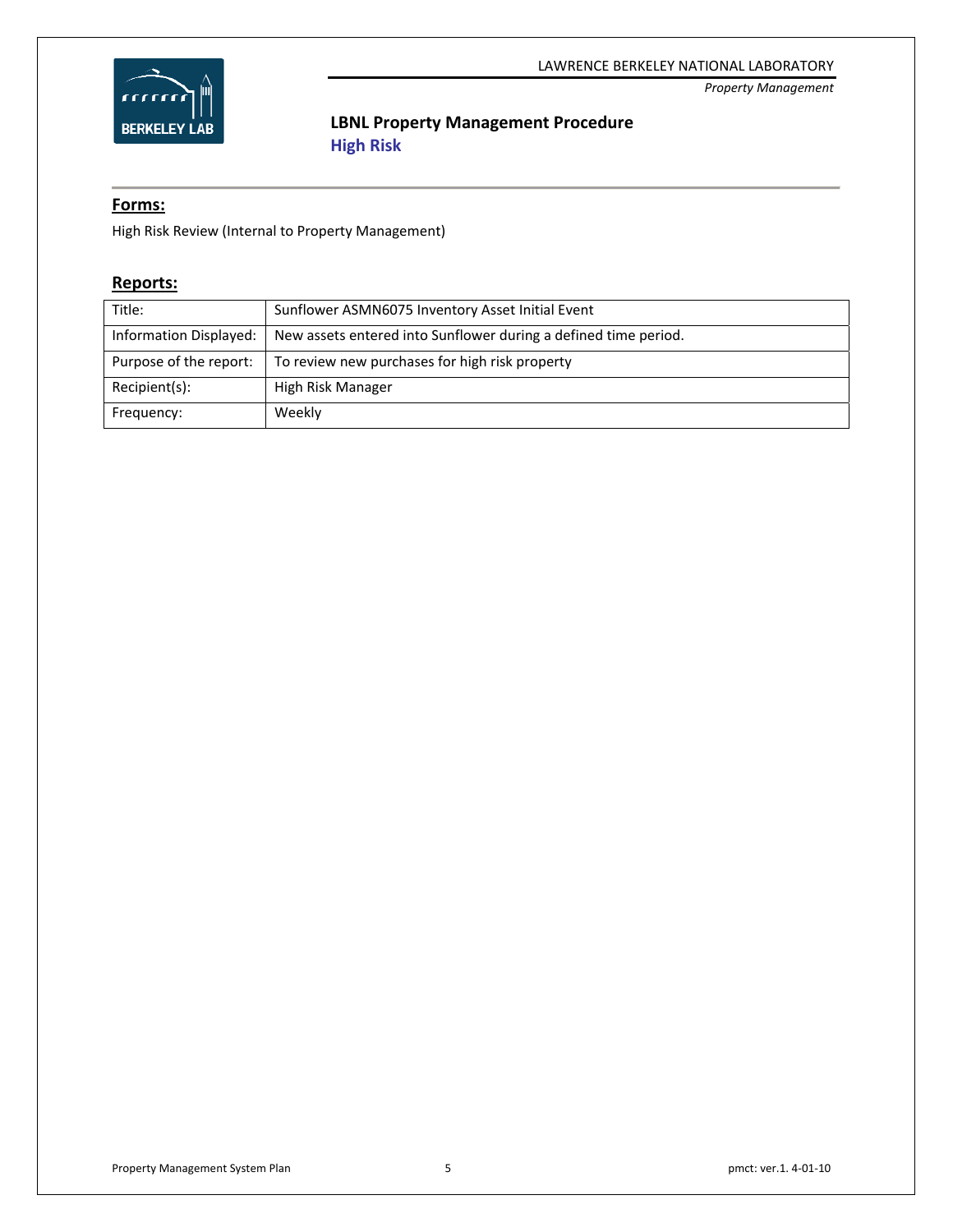# LBNL Property Management Procedure

## High Risk

### Forms:

High Risk Review (Internal to Property Management)

### Reports:

| | |
|---|---|
| Title: | Sunflower ASMN6075 Inventory Asset Initial Event |
| Information Displayed: | New assets entered into Sunflower during a defined time period. |
| Purpose of the report: | To review new purchases for high risk property |
| Recipient(s): | High Risk Manager |
| Frequency: | Weekly |